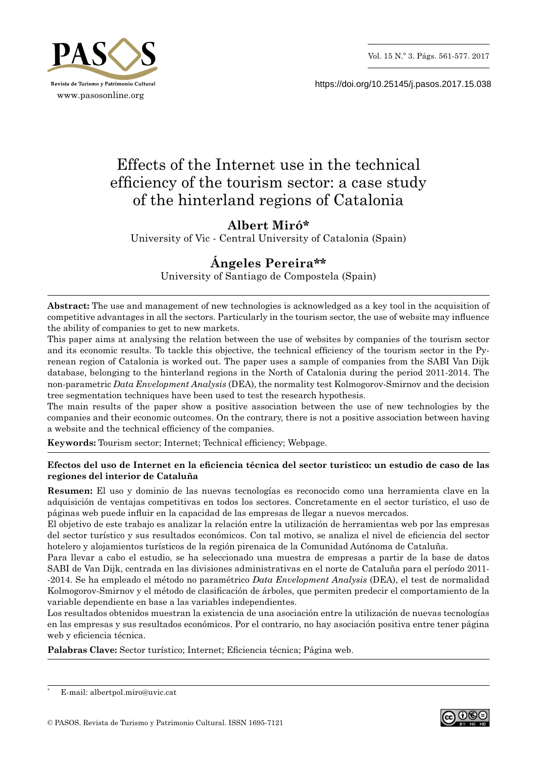# Effects of the Internet use in the technical efficiency of the tourism sector: a case study of the hinterland regions of Catalonia

**Albert Miró***

University of Vic - Central University of Catalonia (Spain)

**Ángeles Pereira****

University of Santiago de Compostela (Spain)

**Abstract:** The use and management of new technologies is acknowledged as a key tool in the acquisition of competitive advantages in all the sectors. Particularly in the tourism sector, the use of website may influence the ability of companies to get to new markets.

This paper aims at analysing the relation between the use of websites by companies of the tourism sector and its economic results. To tackle this objective, the technical efficiency of the tourism sector in the Pyrenean region of Catalonia is worked out. The paper uses a sample of companies from the SABI Van Dijk database, belonging to the hinterland regions in the North of Catalonia during the period 2011-2014. The non-parametric *Data Envelopment Analysis* (DEA), the normality test Kolmogorov-Smirnov and the decision tree segmentation techniques have been used to test the research hypothesis.

The main results of the paper show a positive association between the use of new technologies by the companies and their economic outcomes. On the contrary, there is not a positive association between having a website and the technical efficiency of the companies.

**Keywords:** Tourism sector; Internet; Technical efficiency; Webpage.

**Efectos del uso de Internet en la eficiencia técnica del sector turístico: un estudio de caso de las regiones del interior de Cataluña**

**Resumen:** El uso y dominio de las nuevas tecnologías es reconocido como una herramienta clave en la adquisición de ventajas competitivas en todos los sectores. Concretamente en el sector turístico, el uso de páginas web puede influir en la capacidad de las empresas de llegar a nuevos mercados.

El objetivo de este trabajo es analizar la relación entre la utilización de herramientas web por las empresas del sector turístico y sus resultados económicos. Con tal motivo, se analiza el nivel de eficiencia del sector hotelero y alojamientos turísticos de la región pirenaica de la Comunidad Autónoma de Cataluña.

Para llevar a cabo el estudio, se ha seleccionado una muestra de empresas a partir de la base de datos SABI de Van Dijk, centrada en las divisiones administrativas en el norte de Cataluña para el período 2011--2014. Se ha empleado el método no paramétrico *Data Envelopment Analysis* (DEA), el test de normalidad Kolmogorov-Smirnov y el método de clasificación de árboles, que permiten predecir el comportamiento de la variable dependiente en base a las variables independientes.

Los resultados obtenidos muestran la existencia de una asociación entre la utilización de nuevas tecnologías en las empresas y sus resultados económicos. Por el contrario, no hay asociación positiva entre tener página web y eficiencia técnica.

**Palabras Clave:** Sector turístico; Internet; Eficiencia técnica; Página web.

---

* E-mail: albertpol.miro@uvic.cat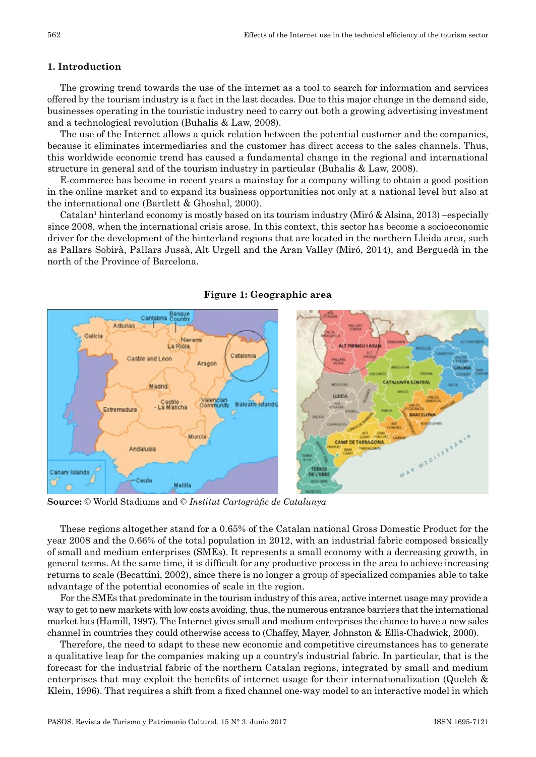## 1. Introduction

The growing trend towards the use of the internet as a tool to search for information and services offered by the tourism industry is a fact in the last decades. Due to this major change in the demand side, businesses operating in the touristic industry need to carry out both a growing advertising investment and a technological revolution (Buhalis & Law, 2008).

The use of the Internet allows a quick relation between the potential customer and the companies, because it eliminates intermediaries and the customer has direct access to the sales channels. Thus, this worldwide economic trend has caused a fundamental change in the regional and international structure in general and of the tourism industry in particular (Buhalis & Law, 2008).

E-commerce has become in recent years a mainstay for a company willing to obtain a good position in the online market and to expand its business opportunities not only at a national level but also at the international one (Bartlett & Ghoshal, 2000).

Catalan[1] hinterland economy is mostly based on its tourism industry (Miró & Alsina, 2013) –especially since 2008, when the international crisis arose. In this context, this sector has become a socioeconomic driver for the development of the hinterland regions that are located in the northern Lleida area, such as Pallars Sobirà, Pallars Jussà, Alt Urgell and the Aran Valley (Miró, 2014), and Berguedà in the north of the Province of Barcelona.

**Figure 1: Geographic area**

**Source:** © World Stadiums and © *Institut Cartogràfic de Catalunya*

These regions altogether stand for a 0.65% of the Catalan national Gross Domestic Product for the year 2008 and the 0.66% of the total population in 2012, with an industrial fabric composed basically of small and medium enterprises (SMEs). It represents a small economy with a decreasing growth, in general terms. At the same time, it is difficult for any productive process in the area to achieve increasing returns to scale (Becattini, 2002), since there is no longer a group of specialized companies able to take advantage of the potential economies of scale in the region.

For the SMEs that predominate in the tourism industry of this area, active internet usage may provide a way to get to new markets with low costs avoiding, thus, the numerous entrance barriers that the international market has (Hamill, 1997). The Internet gives small and medium enterprises the chance to have a new sales channel in countries they could otherwise access to (Chaffey, Mayer, Johnston & Ellis-Chadwick, 2000).

Therefore, the need to adapt to these new economic and competitive circumstances has to generate a qualitative leap for the companies making up a country's industrial fabric. In particular, that is the forecast for the industrial fabric of the northern Catalan regions, integrated by small and medium enterprises that may exploit the benefits of internet usage for their internationalization (Quelch & Klein, 1996). That requires a shift from a fixed channel one-way model to an interactive model in which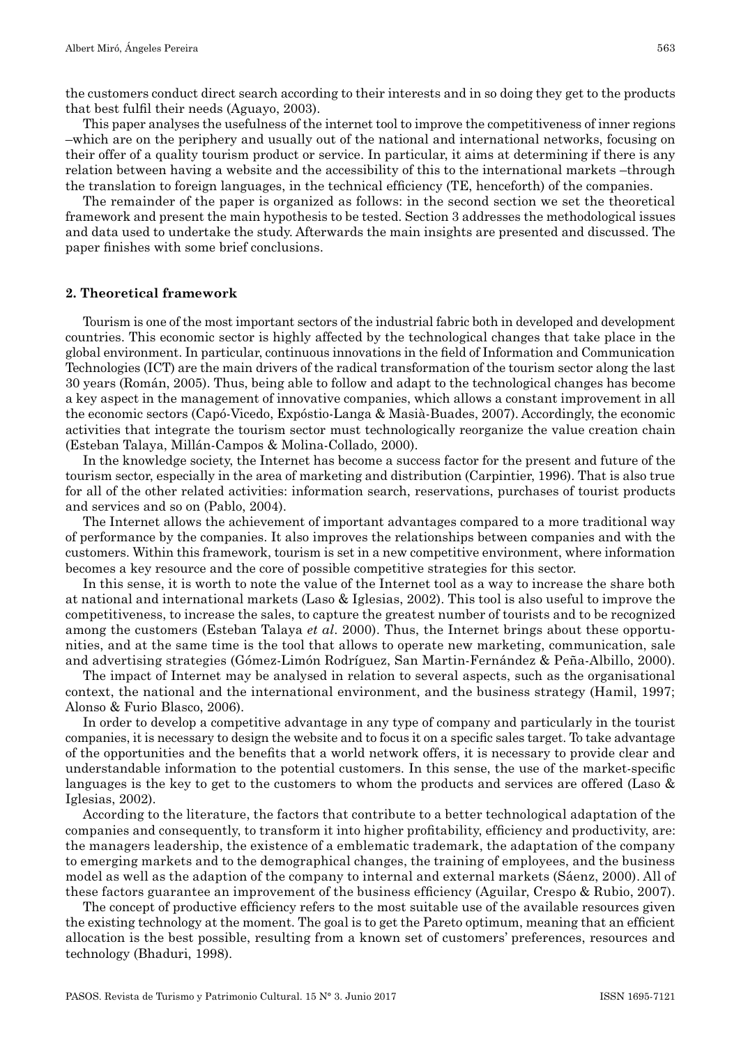the customers conduct direct search according to their interests and in so doing they get to the products that best fulfil their needs (Aguayo, 2003).

This paper analyses the usefulness of the internet tool to improve the competitiveness of inner regions –which are on the periphery and usually out of the national and international networks, focusing on their offer of a quality tourism product or service. In particular, it aims at determining if there is any relation between having a website and the accessibility of this to the international markets –through the translation to foreign languages, in the technical efficiency (TE, henceforth) of the companies.

The remainder of the paper is organized as follows: in the second section we set the theoretical framework and present the main hypothesis to be tested. Section 3 addresses the methodological issues and data used to undertake the study. Afterwards the main insights are presented and discussed. The paper finishes with some brief conclusions.

## 2. Theoretical framework

Tourism is one of the most important sectors of the industrial fabric both in developed and development countries. This economic sector is highly affected by the technological changes that take place in the global environment. In particular, continuous innovations in the field of Information and Communication Technologies (ICT) are the main drivers of the radical transformation of the tourism sector along the last 30 years (Román, 2005). Thus, being able to follow and adapt to the technological changes has become a key aspect in the management of innovative companies, which allows a constant improvement in all the economic sectors (Capó-Vicedo, Expóstio-Langa & Masià-Buades, 2007). Accordingly, the economic activities that integrate the tourism sector must technologically reorganize the value creation chain (Esteban Talaya, Millán-Campos & Molina-Collado, 2000).

In the knowledge society, the Internet has become a success factor for the present and future of the tourism sector, especially in the area of marketing and distribution (Carpintier, 1996). That is also true for all of the other related activities: information search, reservations, purchases of tourist products and services and so on (Pablo, 2004).

The Internet allows the achievement of important advantages compared to a more traditional way of performance by the companies. It also improves the relationships between companies and with the customers. Within this framework, tourism is set in a new competitive environment, where information becomes a key resource and the core of possible competitive strategies for this sector.

In this sense, it is worth to note the value of the Internet tool as a way to increase the share both at national and international markets (Laso & Iglesias, 2002). This tool is also useful to improve the competitiveness, to increase the sales, to capture the greatest number of tourists and to be recognized among the customers (Esteban Talaya *et al*. 2000). Thus, the Internet brings about these opportunities, and at the same time is the tool that allows to operate new marketing, communication, sale and advertising strategies (Gómez-Limón Rodríguez, San Martin-Fernández & Peña-Albillo, 2000).

The impact of Internet may be analysed in relation to several aspects, such as the organisational context, the national and the international environment, and the business strategy (Hamil, 1997; Alonso & Furio Blasco, 2006).

In order to develop a competitive advantage in any type of company and particularly in the tourist companies, it is necessary to design the website and to focus it on a specific sales target. To take advantage of the opportunities and the benefits that a world network offers, it is necessary to provide clear and understandable information to the potential customers. In this sense, the use of the market-specific languages is the key to get to the customers to whom the products and services are offered (Laso & Iglesias, 2002).

According to the literature, the factors that contribute to a better technological adaptation of the companies and consequently, to transform it into higher profitability, efficiency and productivity, are: the managers leadership, the existence of a emblematic trademark, the adaptation of the company to emerging markets and to the demographical changes, the training of employees, and the business model as well as the adaption of the company to internal and external markets (Sáenz, 2000). All of these factors guarantee an improvement of the business efficiency (Aguilar, Crespo & Rubio, 2007).

The concept of productive efficiency refers to the most suitable use of the available resources given the existing technology at the moment. The goal is to get the Pareto optimum, meaning that an efficient allocation is the best possible, resulting from a known set of customers' preferences, resources and technology (Bhaduri, 1998).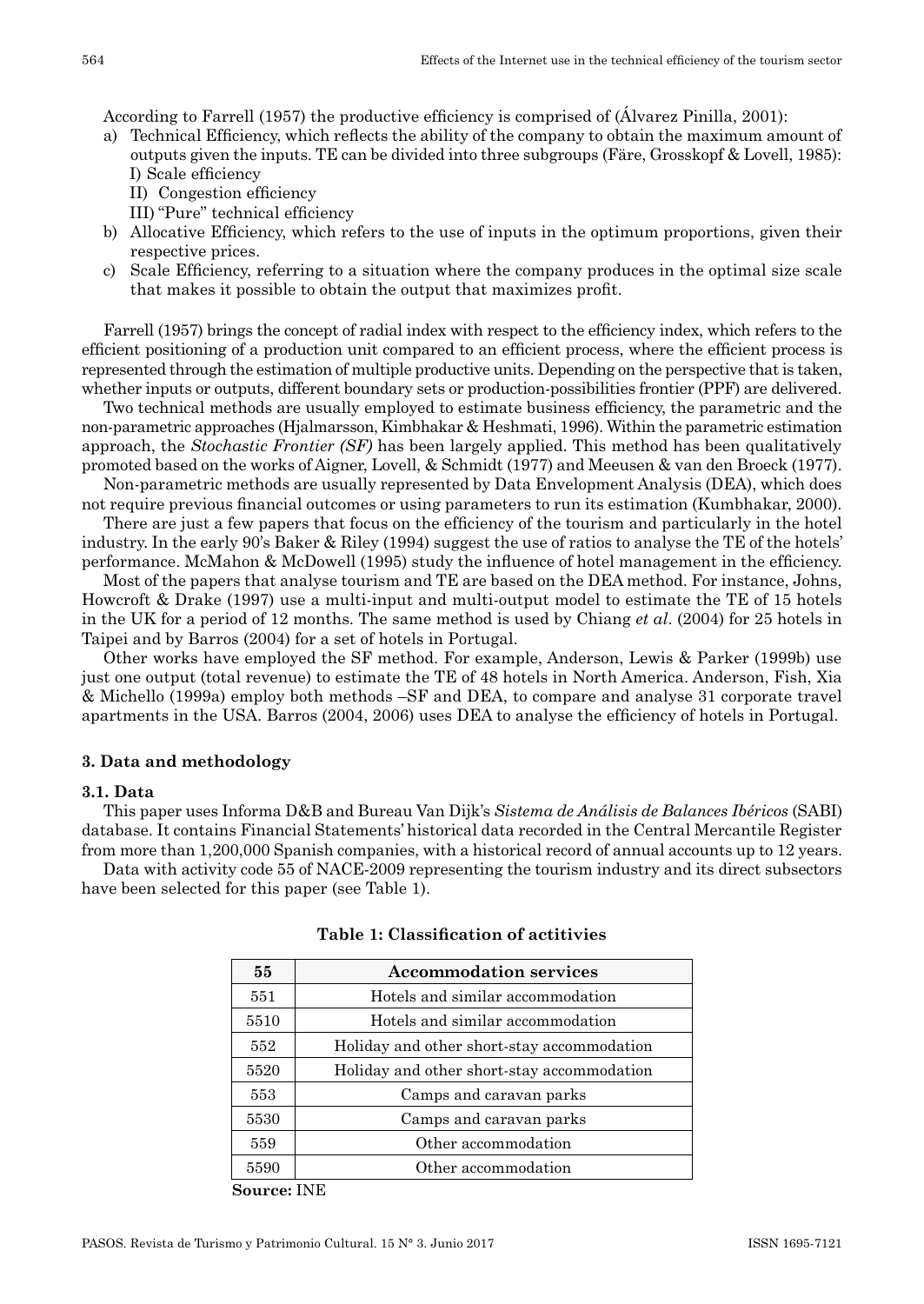According to Farrell (1957) the productive efficiency is comprised of (Álvarez Pinilla, 2001):

a) Technical Efficiency, which reflects the ability of the company to obtain the maximum amount of outputs given the inputs. TE can be divided into three subgroups (Färe, Grosskopf & Lovell, 1985):
   I) Scale efficiency
   II) Congestion efficiency
   III) "Pure" technical efficiency
b) Allocative Efficiency, which refers to the use of inputs in the optimum proportions, given their respective prices.
c) Scale Efficiency, referring to a situation where the company produces in the optimal size scale that makes it possible to obtain the output that maximizes profit.

Farrell (1957) brings the concept of radial index with respect to the efficiency index, which refers to the efficient positioning of a production unit compared to an efficient process, where the efficient process is represented through the estimation of multiple productive units. Depending on the perspective that is taken, whether inputs or outputs, different boundary sets or production-possibilities frontier (PPF) are delivered.

Two technical methods are usually employed to estimate business efficiency, the parametric and the non-parametric approaches (Hjalmarsson, Kimbhakar & Heshmati, 1996). Within the parametric estimation approach, the *Stochastic Frontier (SF)* has been largely applied. This method has been qualitatively promoted based on the works of Aigner, Lovell, & Schmidt (1977) and Meeusen & van den Broeck (1977).

Non-parametric methods are usually represented by Data Envelopment Analysis (DEA), which does not require previous financial outcomes or using parameters to run its estimation (Kumbhakar, 2000).

There are just a few papers that focus on the efficiency of the tourism and particularly in the hotel industry. In the early 90's Baker & Riley (1994) suggest the use of ratios to analyse the TE of the hotels' performance. McMahon & McDowell (1995) study the influence of hotel management in the efficiency.

Most of the papers that analyse tourism and TE are based on the DEA method. For instance, Johns, Howcroft & Drake (1997) use a multi-input and multi-output model to estimate the TE of 15 hotels in the UK for a period of 12 months. The same method is used by Chiang *et al*. (2004) for 25 hotels in Taipei and by Barros (2004) for a set of hotels in Portugal.

Other works have employed the SF method. For example, Anderson, Lewis & Parker (1999b) use just one output (total revenue) to estimate the TE of 48 hotels in North America. Anderson, Fish, Xia & Michello (1999a) employ both methods –SF and DEA, to compare and analyse 31 corporate travel apartments in the USA. Barros (2004, 2006) uses DEA to analyse the efficiency of hotels in Portugal.

## 3. Data and methodology

### 3.1. Data

This paper uses Informa D&B and Bureau Van Dijk's *Sistema de Análisis de Balances Ibéricos* (SABI) database. It contains Financial Statements' historical data recorded in the Central Mercantile Register from more than 1,200,000 Spanish companies, with a historical record of annual accounts up to 12 years.

Data with activity code 55 of NACE-2009 representing the tourism industry and its direct subsectors have been selected for this paper (see Table 1).

**Table 1: Classification of actitivies**

| 55 | Accommodation services |
|---|---|
| 551 | Hotels and similar accommodation |
| 5510 | Hotels and similar accommodation |
| 552 | Holiday and other short-stay accommodation |
| 5520 | Holiday and other short-stay accommodation |
| 553 | Camps and caravan parks |
| 5530 | Camps and caravan parks |
| 559 | Other accommodation |
| 5590 | Other accommodation |

**Source:** INE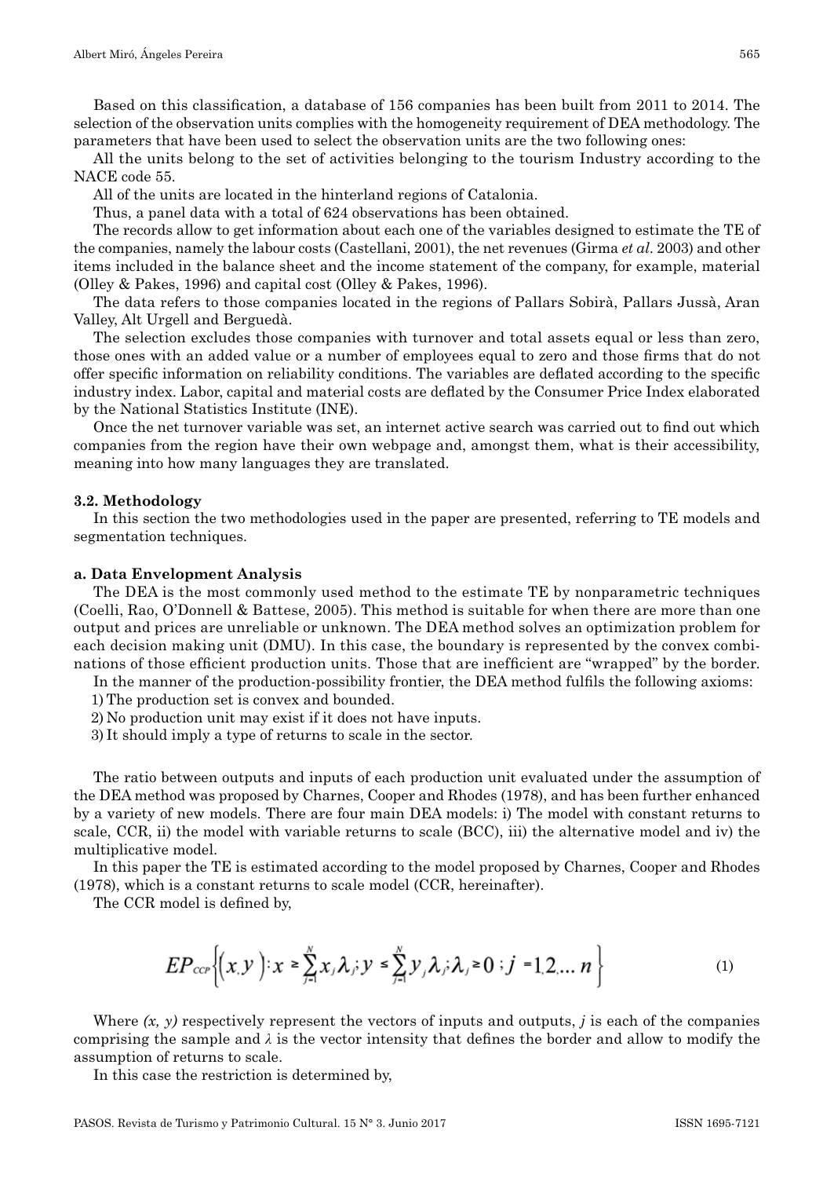Based on this classification, a database of 156 companies has been built from 2011 to 2014. The selection of the observation units complies with the homogeneity requirement of DEA methodology. The parameters that have been used to select the observation units are the two following ones:

All the units belong to the set of activities belonging to the tourism Industry according to the NACE code 55.

All of the units are located in the hinterland regions of Catalonia.

Thus, a panel data with a total of 624 observations has been obtained.

The records allow to get information about each one of the variables designed to estimate the TE of the companies, namely the labour costs (Castellani, 2001), the net revenues (Girma *et al*. 2003) and other items included in the balance sheet and the income statement of the company, for example, material (Olley & Pakes, 1996) and capital cost (Olley & Pakes, 1996).

The data refers to those companies located in the regions of Pallars Sobirà, Pallars Jussà, Aran Valley, Alt Urgell and Berguedà.

The selection excludes those companies with turnover and total assets equal or less than zero, those ones with an added value or a number of employees equal to zero and those firms that do not offer specific information on reliability conditions. The variables are deflated according to the specific industry index. Labor, capital and material costs are deflated by the Consumer Price Index elaborated by the National Statistics Institute (INE).

Once the net turnover variable was set, an internet active search was carried out to find out which companies from the region have their own webpage and, amongst them, what is their accessibility, meaning into how many languages they are translated.

### 3.2. Methodology

In this section the two methodologies used in the paper are presented, referring to TE models and segmentation techniques.

#### a. Data Envelopment Analysis

The DEA is the most commonly used method to the estimate TE by nonparametric techniques (Coelli, Rao, O'Donnell & Battese, 2005). This method is suitable for when there are more than one output and prices are unreliable or unknown. The DEA method solves an optimization problem for each decision making unit (DMU). In this case, the boundary is represented by the convex combinations of those efficient production units. Those that are inefficient are "wrapped" by the border.

In the manner of the production-possibility frontier, the DEA method fulfils the following axioms:

1) The production set is convex and bounded.
2) No production unit may exist if it does not have inputs.
3) It should imply a type of returns to scale in the sector.

The ratio between outputs and inputs of each production unit evaluated under the assumption of the DEA method was proposed by Charnes, Cooper and Rhodes (1978), and has been further enhanced by a variety of new models. There are four main DEA models: i) The model with constant returns to scale, CCR, ii) the model with variable returns to scale (BCC), iii) the alternative model and iv) the multiplicative model.

In this paper the TE is estimated according to the model proposed by Charnes, Cooper and Rhodes (1978), which is a constant returns to scale model (CCR, hereinafter).

The CCR model is defined by,

$$EP_{CCP}\left\{(x,y): x \geq \sum_{j=1}^{N} x_j \lambda_j ; y \leq \sum_{j=1}^{N} y_j \lambda_j ; \lambda_j \geq 0 ; j = 1,2,\ldots n \right\} \tag{1}$$

Where *(x, y)* respectively represent the vectors of inputs and outputs, *j* is each of the companies comprising the sample and $\lambda$ is the vector intensity that defines the border and allow to modify the assumption of returns to scale.

In this case the restriction is determined by,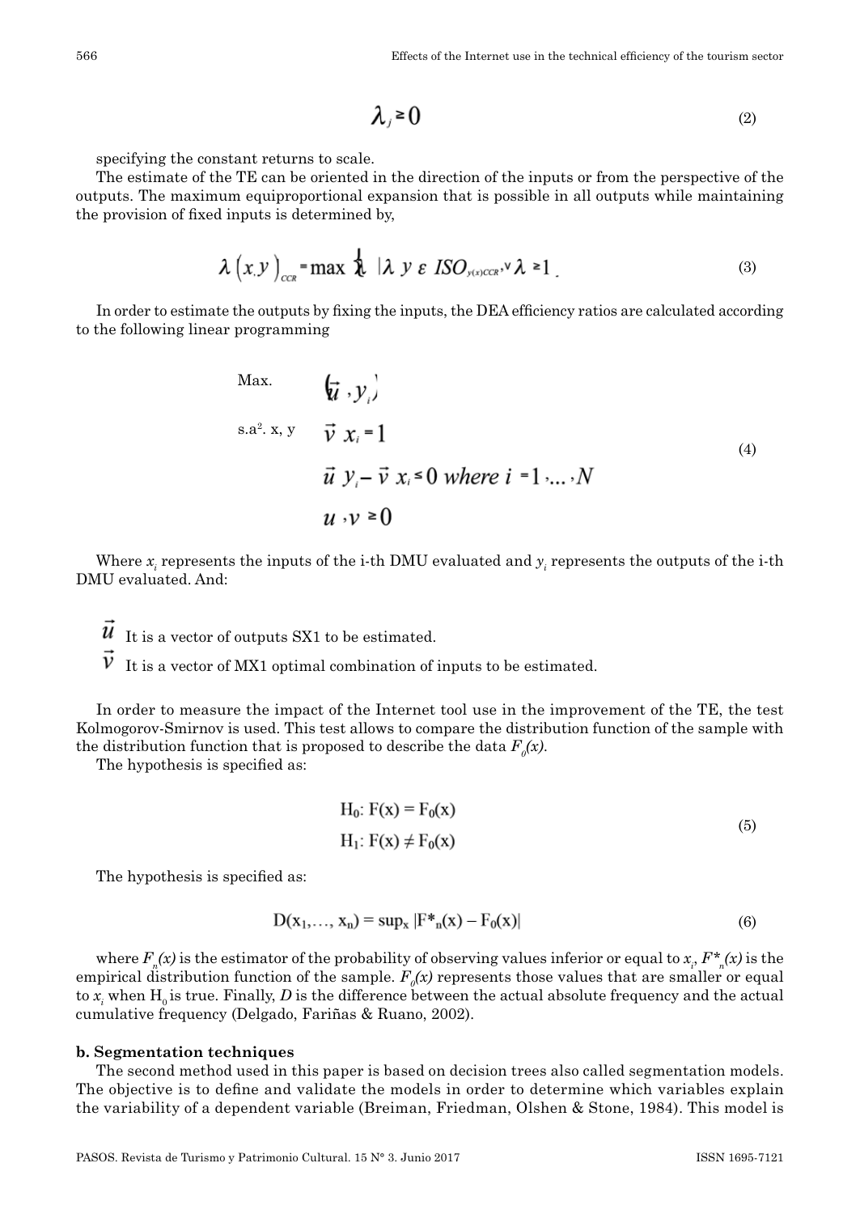$$\lambda_j \geq 0 \tag{2}$$

specifying the constant returns to scale.

The estimate of the TE can be oriented in the direction of the inputs or from the perspective of the outputs. The maximum equiproportional expansion that is possible in all outputs while maintaining the provision of fixed inputs is determined by,

$$\lambda\left(x,y\right)_{CCR} = \max \{\lambda \mid \lambda\ y\ \varepsilon\ ISO_{y(x)CCR}, \vee\ \lambda \geq 1\} \tag{3}$$

In order to estimate the outputs by fixing the inputs, the DEA efficiency ratios are calculated according to the following linear programming

$$
\begin{aligned}
&\text{Max.} && (\vec{u}, y_i) \\
&\text{s.a}^2\text{. x, y} && \vec{v}\ x_i = 1 \\
& && \vec{u}\ y_i - \vec{v}\ x_i \leq 0 \text{ where } i = 1, \ldots, N \\
& && u, v \geq 0
\end{aligned} \tag{4}
$$

Where $x_i$ represents the inputs of the i-th DMU evaluated and $y_i$ represents the outputs of the i-th DMU evaluated. And:

$\vec{u}$ It is a vector of outputs SX1 to be estimated.

$\vec{v}$ It is a vector of MX1 optimal combination of inputs to be estimated.

In order to measure the impact of the Internet tool use in the improvement of the TE, the test Kolmogorov-Smirnov is used. This test allows to compare the distribution function of the sample with the distribution function that is proposed to describe the data $F_0(x)$.

The hypothesis is specified as:

$$
\begin{aligned}
&H_0: F(x) = F_0(x) \\
&H_1: F(x) \neq F_0(x)
\end{aligned} \tag{5}
$$

The hypothesis is specified as:

$$D(x_1, \ldots, x_n) = \sup_x |F^*_n(x) - F_0(x)| \tag{6}$$

where $F_n(x)$ is the estimator of the probability of observing values inferior or equal to $x_i$, $F^*_n(x)$ is the empirical distribution function of the sample. $F_0(x)$ represents those values that are smaller or equal to $x_i$ when $H_0$ is true. Finally, $D$ is the difference between the actual absolute frequency and the actual cumulative frequency (Delgado, Fariñas & Ruano, 2002).

**b. Segmentation techniques**

The second method used in this paper is based on decision trees also called segmentation models. The objective is to define and validate the models in order to determine which variables explain the variability of a dependent variable (Breiman, Friedman, Olshen & Stone, 1984). This model is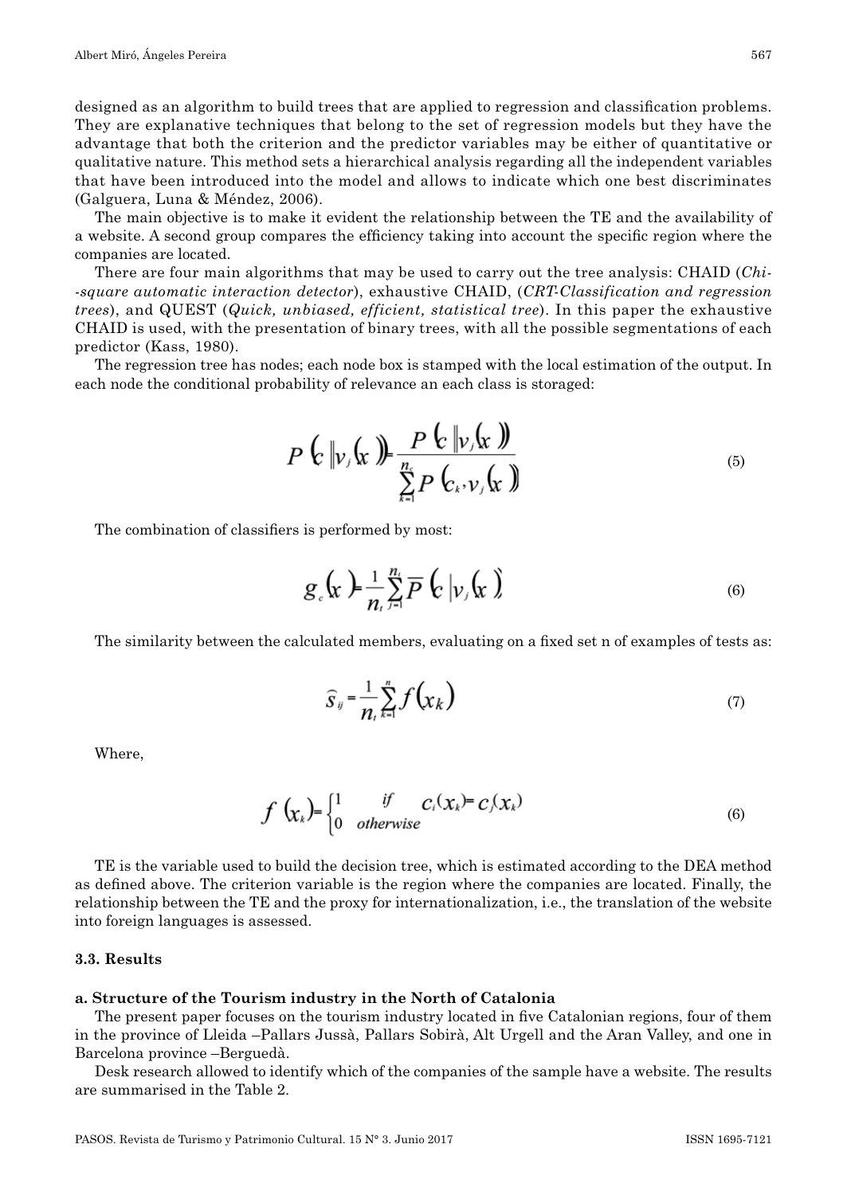designed as an algorithm to build trees that are applied to regression and classification problems. They are explanative techniques that belong to the set of regression models but they have the advantage that both the criterion and the predictor variables may be either of quantitative or qualitative nature. This method sets a hierarchical analysis regarding all the independent variables that have been introduced into the model and allows to indicate which one best discriminates (Galguera, Luna & Méndez, 2006).

The main objective is to make it evident the relationship between the TE and the availability of a website. A second group compares the efficiency taking into account the specific region where the companies are located.

There are four main algorithms that may be used to carry out the tree analysis: CHAID (*Chi--square automatic interaction detector*), exhaustive CHAID, (*CRT-Classification and regression trees*), and QUEST (*Quick, unbiased, efficient, statistical tree*). In this paper the exhaustive CHAID is used, with the presentation of binary trees, with all the possible segmentations of each predictor (Kass, 1980).

The regression tree has nodes; each node box is stamped with the local estimation of the output. In each node the conditional probability of relevance an each class is storaged:

$$P\left(c \| v_j(x)\right) = \frac{P\left(c \| v_j(x)\right)}{\sum_{k=1}^{n_c} P\left(c_k, v_j(x)\right)} \tag{5}$$

The combination of classifiers is performed by most:

$$g_c(x) = \frac{1}{n_t} \sum_{j=1}^{n_t} \overline{P}\left(c \mid v_j(x)\right) \tag{6}$$

The similarity between the calculated members, evaluating on a fixed set n of examples of tests as:

$$\hat{s}_{ij} = \frac{1}{n_t} \sum_{k=1}^{n} f(x_k) \tag{7}$$

Where,

$$f(x_k) = \begin{cases} 1 & \text{if} \quad c_i(x_k) = c_j(x_k) \\ 0 & \text{otherwise} \end{cases} \tag{6}$$

TE is the variable used to build the decision tree, which is estimated according to the DEA method as defined above. The criterion variable is the region where the companies are located. Finally, the relationship between the TE and the proxy for internationalization, i.e., the translation of the website into foreign languages is assessed.

### 3.3. Results

#### a. Structure of the Tourism industry in the North of Catalonia

The present paper focuses on the tourism industry located in five Catalonian regions, four of them in the province of Lleida –Pallars Jussà, Pallars Sobirà, Alt Urgell and the Aran Valley, and one in Barcelona province –Berguedà.

Desk research allowed to identify which of the companies of the sample have a website. The results are summarised in the Table 2.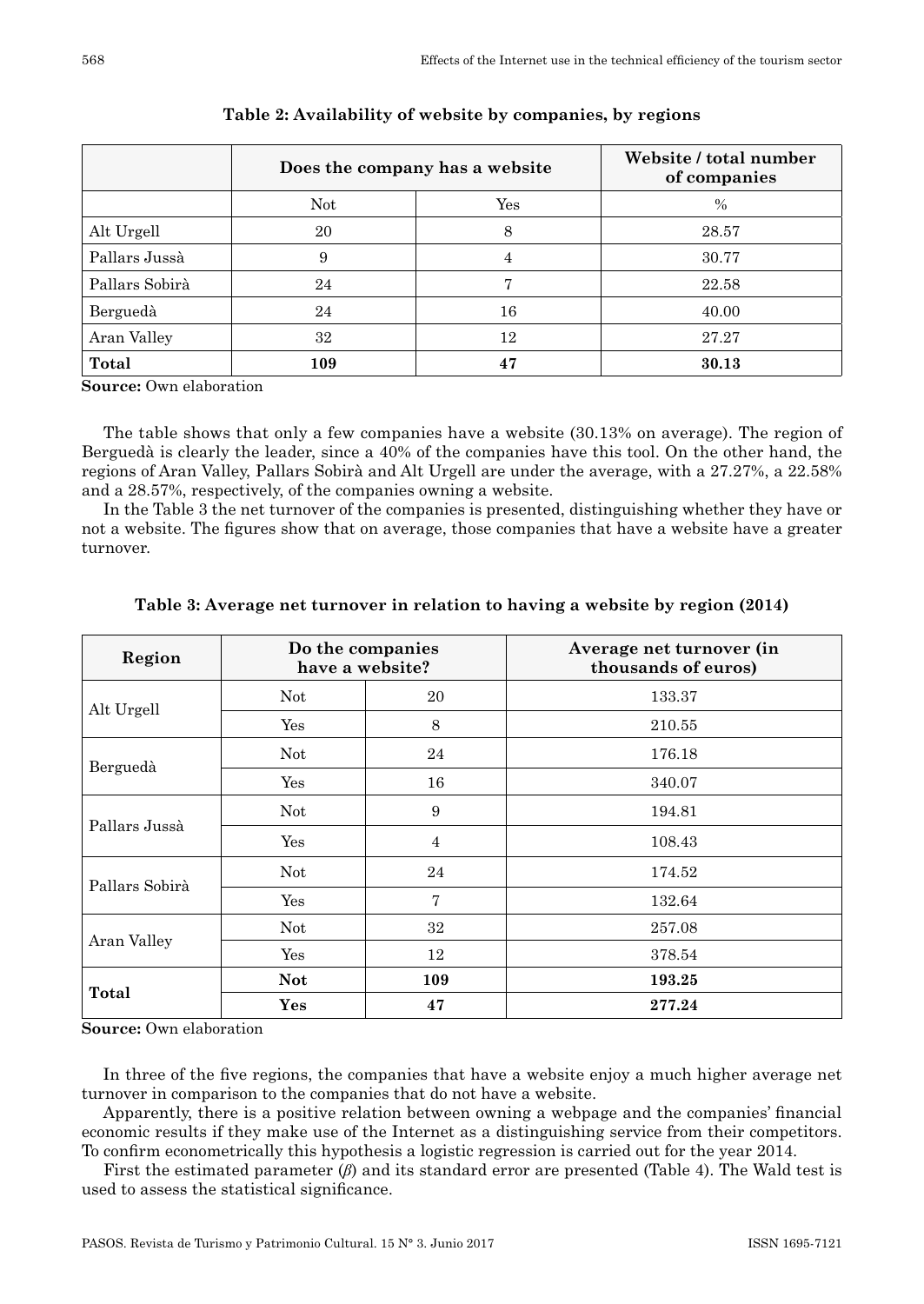**Table 2: Availability of website by companies, by regions**

| | Does the company has a website | | Website / total number of companies |
|---|---|---|---|
| | Not | Yes | % |
| Alt Urgell | 20 | 8 | 28.57 |
| Pallars Jussà | 9 | 4 | 30.77 |
| Pallars Sobirà | 24 | 7 | 22.58 |
| Berguedà | 24 | 16 | 40.00 |
| Aran Valley | 32 | 12 | 27.27 |
| **Total** | **109** | **47** | **30.13** |

**Source:** Own elaboration

The table shows that only a few companies have a website (30.13% on average). The region of Berguedà is clearly the leader, since a 40% of the companies have this tool. On the other hand, the regions of Aran Valley, Pallars Sobirà and Alt Urgell are under the average, with a 27.27%, a 22.58% and a 28.57%, respectively, of the companies owning a website.

In the Table 3 the net turnover of the companies is presented, distinguishing whether they have or not a website. The figures show that on average, those companies that have a website have a greater turnover.

**Table 3: Average net turnover in relation to having a website by region (2014)**

| Region | Do the companies have a website? | | Average net turnover (in thousands of euros) |
|---|---|---|---|
| Alt Urgell | Not | 20 | 133.37 |
| | Yes | 8 | 210.55 |
| Berguedà | Not | 24 | 176.18 |
| | Yes | 16 | 340.07 |
| Pallars Jussà | Not | 9 | 194.81 |
| | Yes | 4 | 108.43 |
| Pallars Sobirà | Not | 24 | 174.52 |
| | Yes | 7 | 132.64 |
| Aran Valley | Not | 32 | 257.08 |
| | Yes | 12 | 378.54 |
| **Total** | **Not** | **109** | **193.25** |
| | **Yes** | **47** | **277.24** |

**Source:** Own elaboration

In three of the five regions, the companies that have a website enjoy a much higher average net turnover in comparison to the companies that do not have a website.

Apparently, there is a positive relation between owning a webpage and the companies' financial economic results if they make use of the Internet as a distinguishing service from their competitors. To confirm econometrically this hypothesis a logistic regression is carried out for the year 2014.

First the estimated parameter ($\beta$) and its standard error are presented (Table 4). The Wald test is used to assess the statistical significance.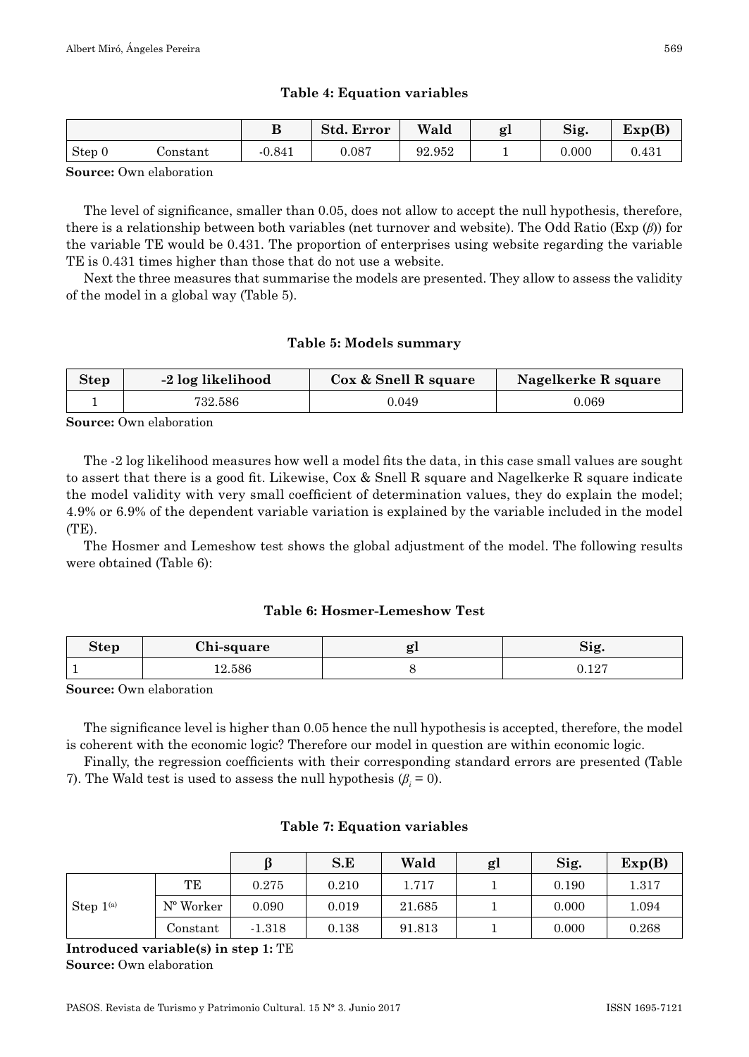**Table 4: Equation variables**

| | | B | Std. Error | Wald | gl | Sig. | Exp(B) |
|---|---|---|---|---|---|---|---|
| Step 0 | Constant | -0.841 | 0.087 | 92.952 | 1 | 0.000 | 0.431 |

**Source:** Own elaboration

The level of significance, smaller than 0.05, does not allow to accept the null hypothesis, therefore, there is a relationship between both variables (net turnover and website). The Odd Ratio (Exp ($\beta$)) for the variable TE would be 0.431. The proportion of enterprises using website regarding the variable TE is 0.431 times higher than those that do not use a website.

Next the three measures that summarise the models are presented. They allow to assess the validity of the model in a global way (Table 5).

**Table 5: Models summary**

| Step | -2 log likelihood | Cox & Snell R square | Nagelkerke R square |
|---|---|---|---|
| 1 | 732.586 | 0.049 | 0.069 |

**Source:** Own elaboration

The -2 log likelihood measures how well a model fits the data, in this case small values are sought to assert that there is a good fit. Likewise, Cox & Snell R square and Nagelkerke R square indicate the model validity with very small coefficient of determination values, they do explain the model; 4.9% or 6.9% of the dependent variable variation is explained by the variable included in the model (TE).

The Hosmer and Lemeshow test shows the global adjustment of the model. The following results were obtained (Table 6):

**Table 6: Hosmer-Lemeshow Test**

| Step | Chi-square | gl | Sig. |
|---|---|---|---|
| 1 | 12.586 | 8 | 0.127 |

**Source:** Own elaboration

The significance level is higher than 0.05 hence the null hypothesis is accepted, therefore, the model is coherent with the economic logic? Therefore our model in question are within economic logic.

Finally, the regression coefficients with their corresponding standard errors are presented (Table 7). The Wald test is used to assess the null hypothesis ($\beta_i = 0$).

**Table 7: Equation variables**

| | | β | S.E | Wald | gl | Sig. | Exp(B) |
|---|---|---|---|---|---|---|---|
| Step 1(a) | TE | 0.275 | 0.210 | 1.717 | 1 | 0.190 | 1.317 |
| | Nº Worker | 0.090 | 0.019 | 21.685 | 1 | 0.000 | 1.094 |
| | Constant | -1.318 | 0.138 | 91.813 | 1 | 0.000 | 0.268 |

**Introduced variable(s) in step 1:** TE
**Source:** Own elaboration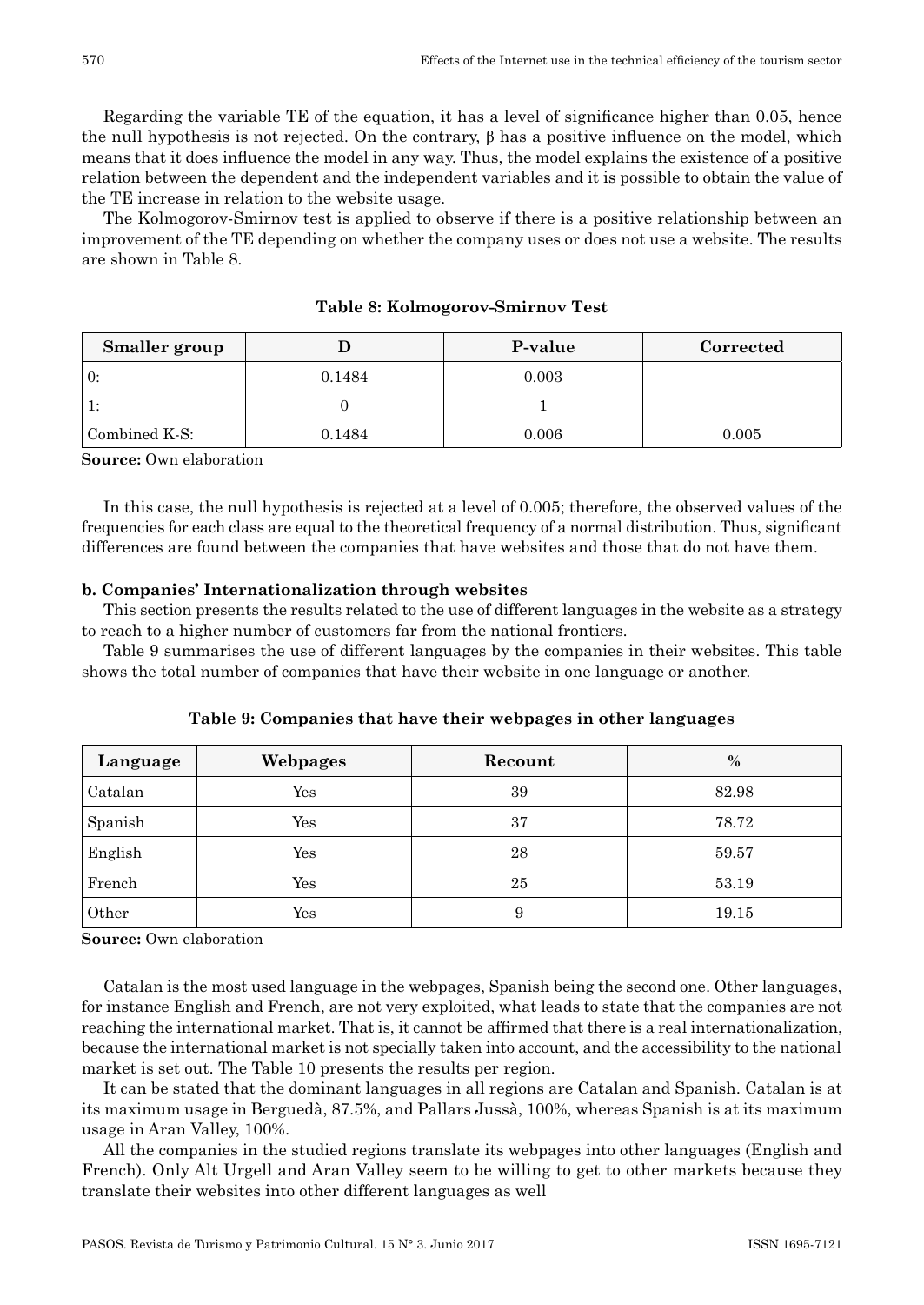Regarding the variable TE of the equation, it has a level of significance higher than 0.05, hence the null hypothesis is not rejected. On the contrary, β has a positive influence on the model, which means that it does influence the model in any way. Thus, the model explains the existence of a positive relation between the dependent and the independent variables and it is possible to obtain the value of the TE increase in relation to the website usage.

The Kolmogorov-Smirnov test is applied to observe if there is a positive relationship between an improvement of the TE depending on whether the company uses or does not use a website. The results are shown in Table 8.

**Table 8: Kolmogorov-Smirnov Test**

| Smaller group | D | P-value | Corrected |
|---|---|---|---|
| 0: | 0.1484 | 0.003 | |
| 1: | 0 | 1 | |
| Combined K-S: | 0.1484 | 0.006 | 0.005 |

**Source:** Own elaboration

In this case, the null hypothesis is rejected at a level of 0.005; therefore, the observed values of the frequencies for each class are equal to the theoretical frequency of a normal distribution. Thus, significant differences are found between the companies that have websites and those that do not have them.

**b. Companies' Internationalization through websites**

This section presents the results related to the use of different languages in the website as a strategy to reach to a higher number of customers far from the national frontiers.

Table 9 summarises the use of different languages by the companies in their websites. This table shows the total number of companies that have their website in one language or another.

**Table 9: Companies that have their webpages in other languages**

| Language | Webpages | Recount | % |
|---|---|---|---|
| Catalan | Yes | 39 | 82.98 |
| Spanish | Yes | 37 | 78.72 |
| English | Yes | 28 | 59.57 |
| French | Yes | 25 | 53.19 |
| Other | Yes | 9 | 19.15 |

**Source:** Own elaboration

Catalan is the most used language in the webpages, Spanish being the second one. Other languages, for instance English and French, are not very exploited, what leads to state that the companies are not reaching the international market. That is, it cannot be affirmed that there is a real internationalization, because the international market is not specially taken into account, and the accessibility to the national market is set out. The Table 10 presents the results per region.

It can be stated that the dominant languages in all regions are Catalan and Spanish. Catalan is at its maximum usage in Berguedà, 87.5%, and Pallars Jussà, 100%, whereas Spanish is at its maximum usage in Aran Valley, 100%.

All the companies in the studied regions translate its webpages into other languages (English and French). Only Alt Urgell and Aran Valley seem to be willing to get to other markets because they translate their websites into other different languages as well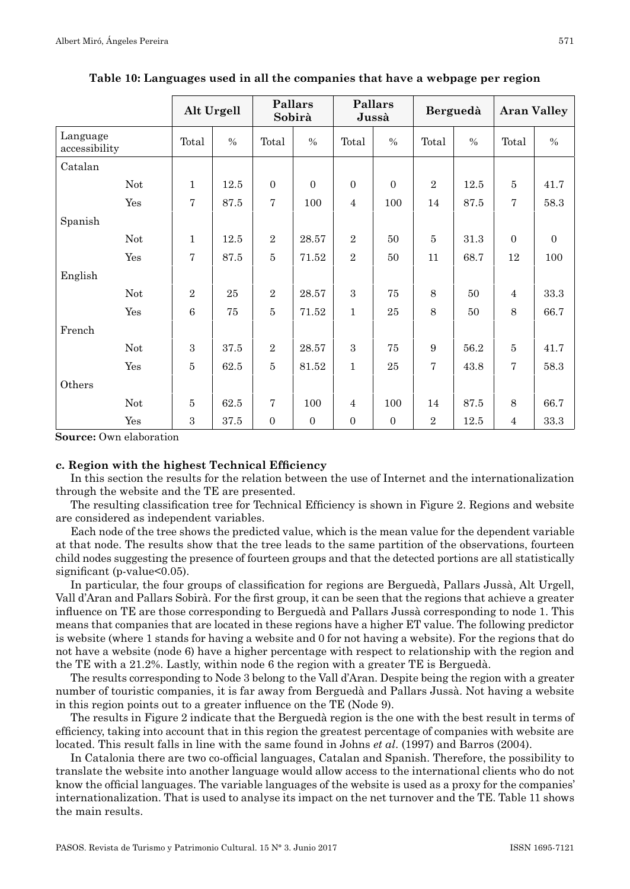**Table 10: Languages used in all the companies that have a webpage per region**

| | | Alt Urgell | | Pallars Sobirà | | Pallars Jussà | | Berguedà | | Aran Valley | |
|---|---|---|---|---|---|---|---|---|---|---|---|
| Language accessibility | | Total | % | Total | % | Total | % | Total | % | Total | % |
| Catalan | | | | | | | | | | | |
| | Not | 1 | 12.5 | 0 | 0 | 0 | 0 | 2 | 12.5 | 5 | 41.7 |
| | Yes | 7 | 87.5 | 7 | 100 | 4 | 100 | 14 | 87.5 | 7 | 58.3 |
| Spanish | | | | | | | | | | | |
| | Not | 1 | 12.5 | 2 | 28.57 | 2 | 50 | 5 | 31.3 | 0 | 0 |
| | Yes | 7 | 87.5 | 5 | 71.52 | 2 | 50 | 11 | 68.7 | 12 | 100 |
| English | | | | | | | | | | | |
| | Not | 2 | 25 | 2 | 28.57 | 3 | 75 | 8 | 50 | 4 | 33.3 |
| | Yes | 6 | 75 | 5 | 71.52 | 1 | 25 | 8 | 50 | 8 | 66.7 |
| French | | | | | | | | | | | |
| | Not | 3 | 37.5 | 2 | 28.57 | 3 | 75 | 9 | 56.2 | 5 | 41.7 |
| | Yes | 5 | 62.5 | 5 | 81.52 | 1 | 25 | 7 | 43.8 | 7 | 58.3 |
| Others | | | | | | | | | | | |
| | Not | 5 | 62.5 | 7 | 100 | 4 | 100 | 14 | 87.5 | 8 | 66.7 |
| | Yes | 3 | 37.5 | 0 | 0 | 0 | 0 | 2 | 12.5 | 4 | 33.3 |

**Source:** Own elaboration

#### c. Region with the highest Technical Efficiency

In this section the results for the relation between the use of Internet and the internationalization through the website and the TE are presented.

The resulting classification tree for Technical Efficiency is shown in Figure 2. Regions and website are considered as independent variables.

Each node of the tree shows the predicted value, which is the mean value for the dependent variable at that node. The results show that the tree leads to the same partition of the observations, fourteen child nodes suggesting the presence of fourteen groups and that the detected portions are all statistically significant (p-value<0.05).

In particular, the four groups of classification for regions are Berguedà, Pallars Jussà, Alt Urgell, Vall d'Aran and Pallars Sobirà. For the first group, it can be seen that the regions that achieve a greater influence on TE are those corresponding to Berguedà and Pallars Jussà corresponding to node 1. This means that companies that are located in these regions have a higher ET value. The following predictor is website (where 1 stands for having a website and 0 for not having a website). For the regions that do not have a website (node 6) have a higher percentage with respect to relationship with the region and the TE with a 21.2%. Lastly, within node 6 the region with a greater TE is Berguedà.

The results corresponding to Node 3 belong to the Vall d'Aran. Despite being the region with a greater number of touristic companies, it is far away from Berguedà and Pallars Jussà. Not having a website in this region points out to a greater influence on the TE (Node 9).

The results in Figure 2 indicate that the Berguedà region is the one with the best result in terms of efficiency, taking into account that in this region the greatest percentage of companies with website are located. This result falls in line with the same found in Johns *et al*. (1997) and Barros (2004).

In Catalonia there are two co-official languages, Catalan and Spanish. Therefore, the possibility to translate the website into another language would allow access to the international clients who do not know the official languages. The variable languages of the website is used as a proxy for the companies' internationalization. That is used to analyse its impact on the net turnover and the TE. Table 11 shows the main results.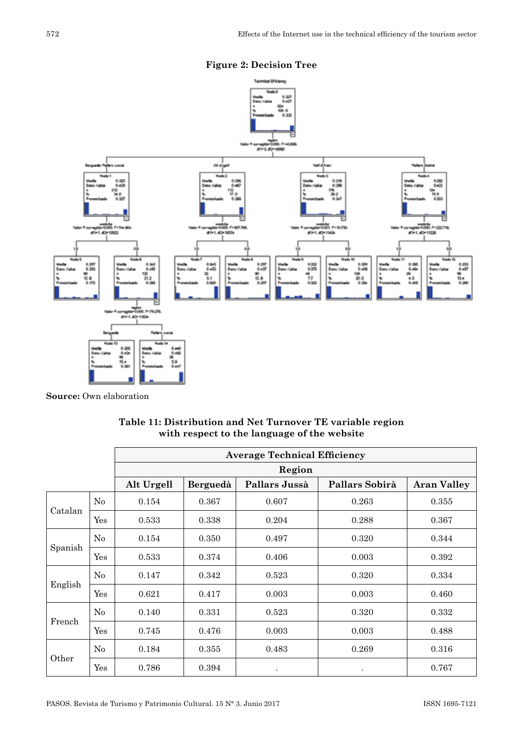**Figure 2: Decision Tree**

**Source:** Own elaboration

**Table 11: Distribution and Net Turnover TE variable region with respect to the language of the website**

| | | Average Technical Efficiency | | | | |
|---|---|---|---|---|---|---|
| | | Region | | | | |
| | | Alt Urgell | Berguedà | Pallars Jussà | Pallars Sobirà | Aran Valley |
| Catalan | No | 0.154 | 0.367 | 0.607 | 0.263 | 0.355 |
| | Yes | 0.533 | 0.338 | 0.204 | 0.288 | 0.367 |
| Spanish | No | 0.154 | 0.350 | 0.497 | 0.320 | 0.344 |
| | Yes | 0.533 | 0.374 | 0.406 | 0.003 | 0.392 |
| English | No | 0.147 | 0.342 | 0.523 | 0.320 | 0.334 |
| | Yes | 0.621 | 0.417 | 0.003 | 0.003 | 0.460 |
| French | No | 0.140 | 0.331 | 0.523 | 0.320 | 0.332 |
| | Yes | 0.745 | 0.476 | 0.003 | 0.003 | 0.488 |
| Other | No | 0.184 | 0.355 | 0.483 | 0.269 | 0.316 |
| | Yes | 0.786 | 0.394 | . | . | 0.767 |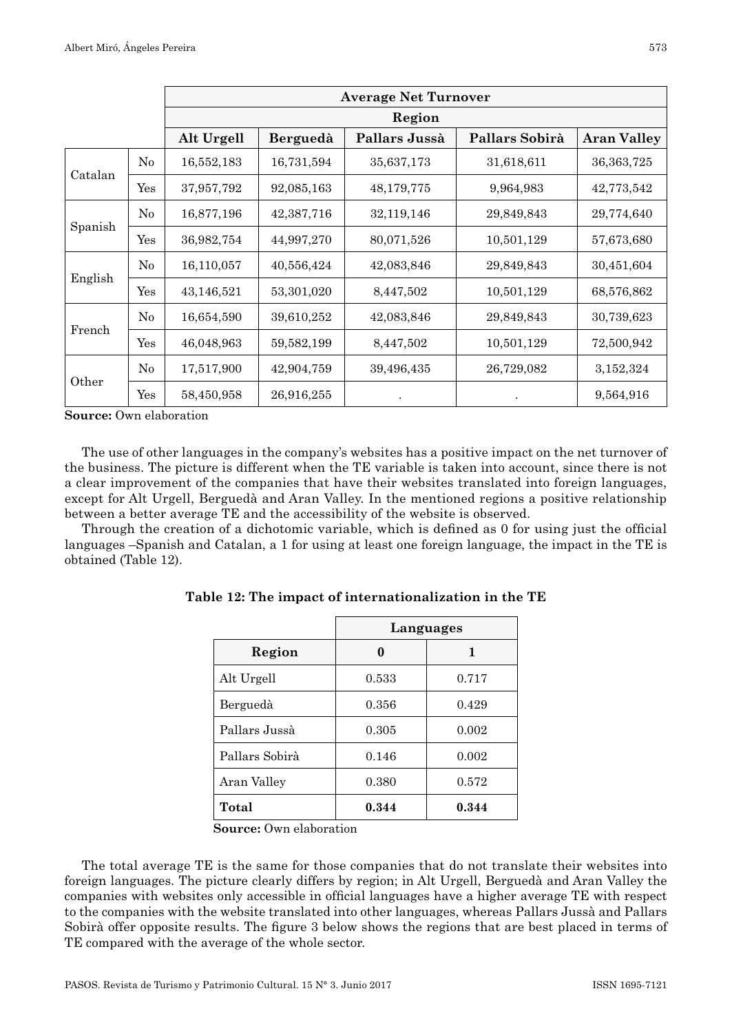| | | Average Net Turnover | | | | |
|---|---|---|---|---|---|---|
| | | Region | | | | |
| | | Alt Urgell | Berguedà | Pallars Jussà | Pallars Sobirà | Aran Valley |
| Catalan | No | 16,552,183 | 16,731,594 | 35,637,173 | 31,618,611 | 36,363,725 |
| | Yes | 37,957,792 | 92,085,163 | 48,179,775 | 9,964,983 | 42,773,542 |
| Spanish | No | 16,877,196 | 42,387,716 | 32,119,146 | 29,849,843 | 29,774,640 |
| | Yes | 36,982,754 | 44,997,270 | 80,071,526 | 10,501,129 | 57,673,680 |
| English | No | 16,110,057 | 40,556,424 | 42,083,846 | 29,849,843 | 30,451,604 |
| | Yes | 43,146,521 | 53,301,020 | 8,447,502 | 10,501,129 | 68,576,862 |
| French | No | 16,654,590 | 39,610,252 | 42,083,846 | 29,849,843 | 30,739,623 |
| | Yes | 46,048,963 | 59,582,199 | 8,447,502 | 10,501,129 | 72,500,942 |
| Other | No | 17,517,900 | 42,904,759 | 39,496,435 | 26,729,082 | 3,152,324 |
| | Yes | 58,450,958 | 26,916,255 | . | . | 9,564,916 |

**Source:** Own elaboration

The use of other languages in the company's websites has a positive impact on the net turnover of the business. The picture is different when the TE variable is taken into account, since there is not a clear improvement of the companies that have their websites translated into foreign languages, except for Alt Urgell, Berguedà and Aran Valley. In the mentioned regions a positive relationship between a better average TE and the accessibility of the website is observed.

Through the creation of a dichotomic variable, which is defined as 0 for using just the official languages –Spanish and Catalan, a 1 for using at least one foreign language, the impact in the TE is obtained (Table 12).

**Table 12: The impact of internationalization in the TE**

| | Languages | |
|---|---|---|
| Region | 0 | 1 |
| Alt Urgell | 0.533 | 0.717 |
| Berguedà | 0.356 | 0.429 |
| Pallars Jussà | 0.305 | 0.002 |
| Pallars Sobirà | 0.146 | 0.002 |
| Aran Valley | 0.380 | 0.572 |
| **Total** | **0.344** | **0.344** |

**Source:** Own elaboration

The total average TE is the same for those companies that do not translate their websites into foreign languages. The picture clearly differs by region; in Alt Urgell, Berguedà and Aran Valley the companies with websites only accessible in official languages have a higher average TE with respect to the companies with the website translated into other languages, whereas Pallars Jussà and Pallars Sobirà offer opposite results. The figure 3 below shows the regions that are best placed in terms of TE compared with the average of the whole sector.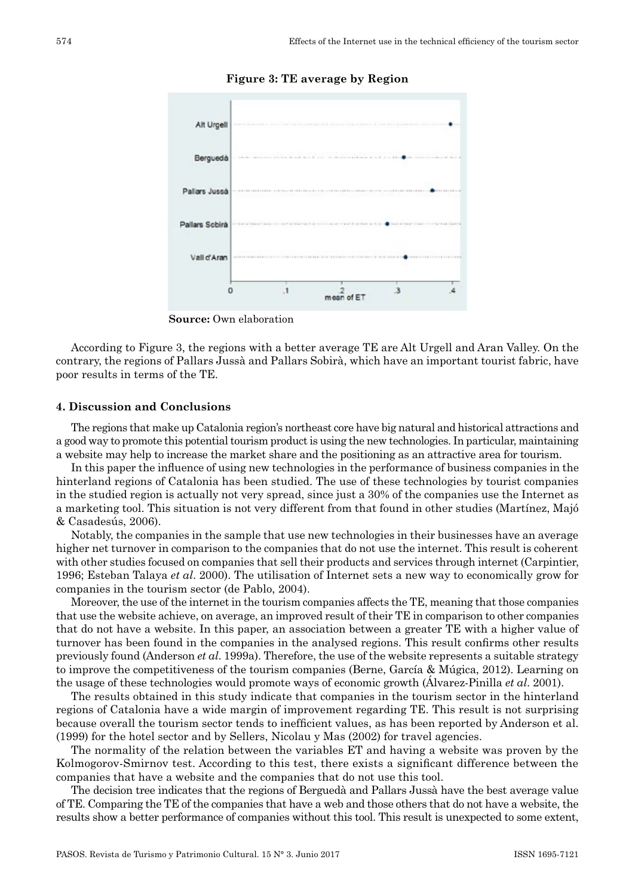**Figure 3: TE average by Region**

**Source:** Own elaboration

According to Figure 3, the regions with a better average TE are Alt Urgell and Aran Valley. On the contrary, the regions of Pallars Jussà and Pallars Sobirà, which have an important tourist fabric, have poor results in terms of the TE.

## 4. Discussion and Conclusions

The regions that make up Catalonia region's northeast core have big natural and historical attractions and a good way to promote this potential tourism product is using the new technologies. In particular, maintaining a website may help to increase the market share and the positioning as an attractive area for tourism.

In this paper the influence of using new technologies in the performance of business companies in the hinterland regions of Catalonia has been studied. The use of these technologies by tourist companies in the studied region is actually not very spread, since just a 30% of the companies use the Internet as a marketing tool. This situation is not very different from that found in other studies (Martínez, Majó & Casadesús, 2006).

Notably, the companies in the sample that use new technologies in their businesses have an average higher net turnover in comparison to the companies that do not use the internet. This result is coherent with other studies focused on companies that sell their products and services through internet (Carpintier, 1996; Esteban Talaya *et al*. 2000). The utilisation of Internet sets a new way to economically grow for companies in the tourism sector (de Pablo, 2004).

Moreover, the use of the internet in the tourism companies affects the TE, meaning that those companies that use the website achieve, on average, an improved result of their TE in comparison to other companies that do not have a website. In this paper, an association between a greater TE with a higher value of turnover has been found in the companies in the analysed regions. This result confirms other results previously found (Anderson *et al*. 1999a). Therefore, the use of the website represents a suitable strategy to improve the competitiveness of the tourism companies (Berne, García & Múgica, 2012). Learning on the usage of these technologies would promote ways of economic growth (Álvarez-Pinilla *et al*. 2001).

The results obtained in this study indicate that companies in the tourism sector in the hinterland regions of Catalonia have a wide margin of improvement regarding TE. This result is not surprising because overall the tourism sector tends to inefficient values, as has been reported by Anderson et al. (1999) for the hotel sector and by Sellers, Nicolau y Mas (2002) for travel agencies.

The normality of the relation between the variables ET and having a website was proven by the Kolmogorov-Smirnov test. According to this test, there exists a significant difference between the companies that have a website and the companies that do not use this tool.

The decision tree indicates that the regions of Berguedà and Pallars Jussà have the best average value of TE. Comparing the TE of the companies that have a web and those others that do not have a website, the results show a better performance of companies without this tool. This result is unexpected to some extent,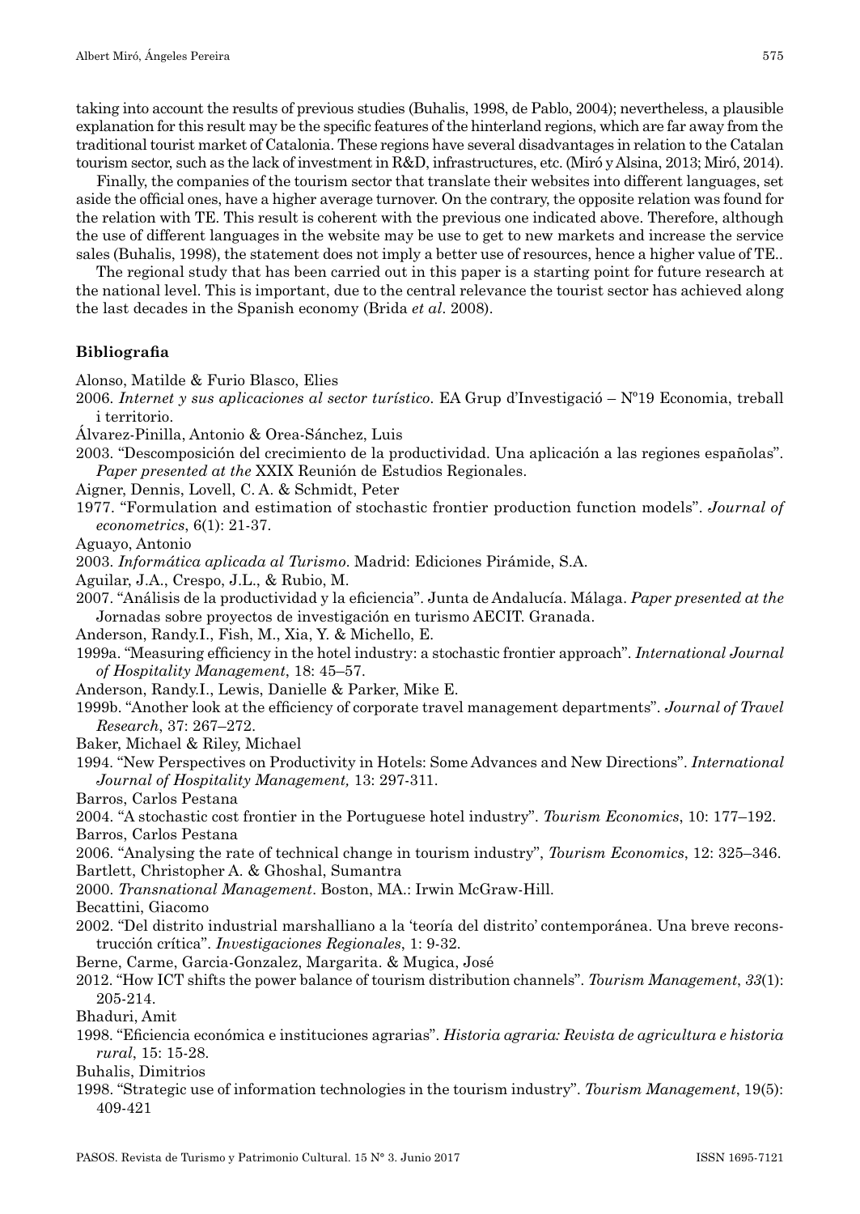taking into account the results of previous studies (Buhalis, 1998, de Pablo, 2004); nevertheless, a plausible explanation for this result may be the specific features of the hinterland regions, which are far away from the traditional tourist market of Catalonia. These regions have several disadvantages in relation to the Catalan tourism sector, such as the lack of investment in R&D, infrastructures, etc. (Miró y Alsina, 2013; Miró, 2014).

Finally, the companies of the tourism sector that translate their websites into different languages, set aside the official ones, have a higher average turnover. On the contrary, the opposite relation was found for the relation with TE. This result is coherent with the previous one indicated above. Therefore, although the use of different languages in the website may be use to get to new markets and increase the service sales (Buhalis, 1998), the statement does not imply a better use of resources, hence a higher value of TE..

The regional study that has been carried out in this paper is a starting point for future research at the national level. This is important, due to the central relevance the tourist sector has achieved along the last decades in the Spanish economy (Brida *et al*. 2008).

## Bibliografia

Alonso, Matilde & Furio Blasco, Elies

2006. *Internet y sus aplicaciones al sector turístico*. EA Grup d'Investigació – Nº19 Economia, treball i territorio.

Álvarez-Pinilla, Antonio & Orea-Sánchez, Luis

2003. "Descomposición del crecimiento de la productividad. Una aplicación a las regiones españolas". *Paper presented at the* XXIX Reunión de Estudios Regionales.

Aigner, Dennis, Lovell, C. A. & Schmidt, Peter

1977. "Formulation and estimation of stochastic frontier production function models". *Journal of econometrics*, 6(1): 21-37.

Aguayo, Antonio

2003. *Informática aplicada al Turismo*. Madrid: Ediciones Pirámide, S.A.

Aguilar, J.A., Crespo, J.L., & Rubio, M.

2007. "Análisis de la productividad y la eficiencia". Junta de Andalucía. Málaga. *Paper presented at the* Jornadas sobre proyectos de investigación en turismo AECIT. Granada.

Anderson, Randy.I., Fish, M., Xia, Y. & Michello, E.

1999a. "Measuring efficiency in the hotel industry: a stochastic frontier approach". *International Journal of Hospitality Management*, 18: 45–57.

Anderson, Randy.I., Lewis, Danielle & Parker, Mike E.

1999b. "Another look at the efficiency of corporate travel management departments". *Journal of Travel Research*, 37: 267–272.

Baker, Michael & Riley, Michael

1994. "New Perspectives on Productivity in Hotels: Some Advances and New Directions". *International Journal of Hospitality Management,* 13: 297-311.

Barros, Carlos Pestana

2004. "A stochastic cost frontier in the Portuguese hotel industry". *Tourism Economics*, 10: 177–192.

Barros, Carlos Pestana

2006. "Analysing the rate of technical change in tourism industry", *Tourism Economics*, 12: 325–346.

Bartlett, Christopher A. & Ghoshal, Sumantra

2000. *Transnational Management*. Boston, MA.: Irwin McGraw-Hill.

Becattini, Giacomo

2002. "Del distrito industrial marshalliano a la 'teoría del distrito' contemporánea. Una breve reconstrucción crítica". *Investigaciones Regionales*, 1: 9-32.

Berne, Carme, Garcia-Gonzalez, Margarita. & Mugica, José

2012. "How ICT shifts the power balance of tourism distribution channels". *Tourism Management*, *33*(1): 205-214.

Bhaduri, Amit

1998. "Eficiencia económica e instituciones agrarias". *Historia agraria: Revista de agricultura e historia rural*, 15: 15-28.

Buhalis, Dimitrios

1998. "Strategic use of information technologies in the tourism industry". *Tourism Management*, 19(5): 409-421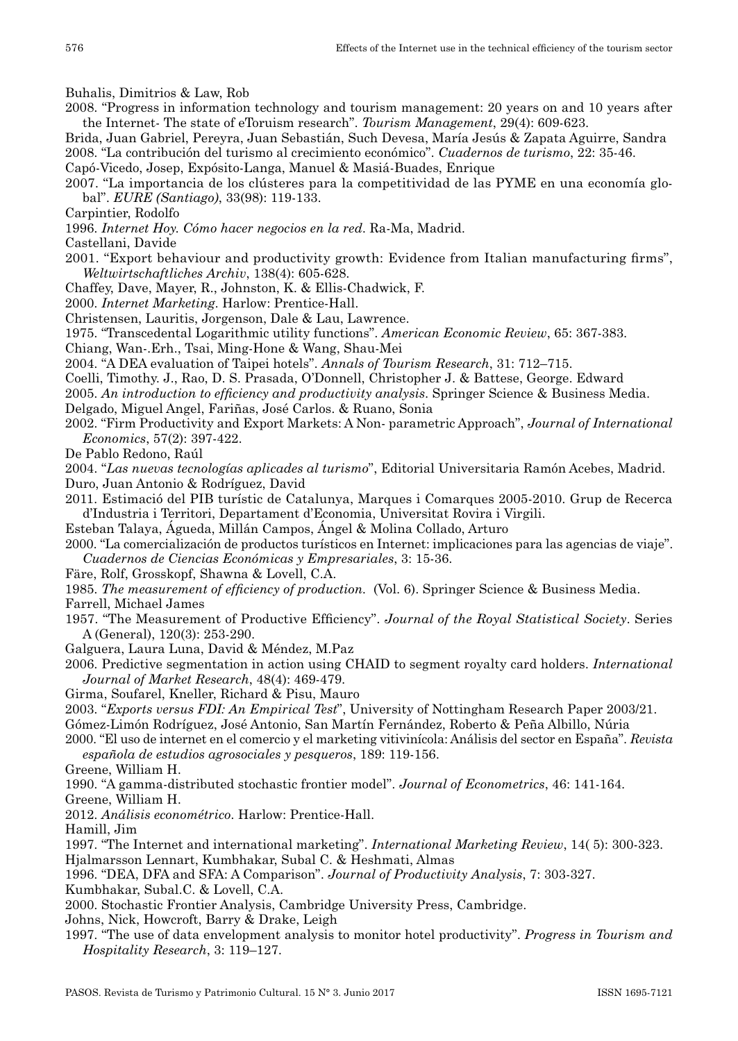Buhalis, Dimitrios & Law, Rob

2008. "Progress in information technology and tourism management: 20 years on and 10 years after the Internet- The state of eToruism research". *Tourism Management*, 29(4): 609-623.

Brida, Juan Gabriel, Pereyra, Juan Sebastián, Such Devesa, María Jesús & Zapata Aguirre, Sandra

2008. "La contribución del turismo al crecimiento económico". *Cuadernos de turismo*, 22: 35-46.

Capó-Vicedo, Josep, Expósito-Langa, Manuel & Masiá-Buades, Enrique

2007. "La importancia de los clústeres para la competitividad de las PYME en una economía global". *EURE (Santiago)*, 33(98): 119-133.

Carpintier, Rodolfo

1996. *Internet Hoy. Cómo hacer negocios en la red*. Ra-Ma, Madrid.

Castellani, Davide

2001. "Export behaviour and productivity growth: Evidence from Italian manufacturing firms", *Weltwirtschaftliches Archiv*, 138(4): 605-628.

Chaffey, Dave, Mayer, R., Johnston, K. & Ellis-Chadwick, F.

2000. *Internet Marketing*. Harlow: Prentice-Hall.

Christensen, Lauritis, Jorgenson, Dale & Lau, Lawrence.

1975. "Transcedental Logarithmic utility functions". *American Economic Review*, 65: 367-383.

Chiang, Wan-.Erh., Tsai, Ming-Hone & Wang, Shau-Mei

2004. "A DEA evaluation of Taipei hotels". *Annals of Tourism Research*, 31: 712–715.

Coelli, Timothy. J., Rao, D. S. Prasada, O'Donnell, Christopher J. & Battese, George. Edward

2005. *An introduction to efficiency and productivity analysis*. Springer Science & Business Media.

Delgado, Miguel Angel, Fariñas, José Carlos. & Ruano, Sonia

2002. "Firm Productivity and Export Markets: A Non- parametric Approach", *Journal of International Economics*, 57(2): 397-422.

De Pablo Redono, Raúl

2004. "*Las nuevas tecnologías aplicades al turismo*", Editorial Universitaria Ramón Acebes, Madrid.

Duro, Juan Antonio & Rodríguez, David

2011. Estimació del PIB turístic de Catalunya, Marques i Comarques 2005-2010. Grup de Recerca d'Industria i Territori, Departament d'Economia, Universitat Rovira i Virgili.

Esteban Talaya, Águeda, Millán Campos, Ángel & Molina Collado, Arturo

2000. "La comercialización de productos turísticos en Internet: implicaciones para las agencias de viaje". *Cuadernos de Ciencias Económicas y Empresariales*, 3: 15-36.

Färe, Rolf, Grosskopf, Shawna & Lovell, C.A.

1985. *The measurement of efficiency of production.* (Vol. 6). Springer Science & Business Media.

Farrell, Michael James

1957. "The Measurement of Productive Efficiency". *Journal of the Royal Statistical Society*. Series A (General), 120(3): 253-290.

Galguera, Laura Luna, David & Méndez, M.Paz

2006. Predictive segmentation in action using CHAID to segment royalty card holders. *International Journal of Market Research*, 48(4): 469-479.

Girma, Soufarel, Kneller, Richard & Pisu, Mauro

2003. "*Exports versus FDI: An Empirical Test*", University of Nottingham Research Paper 2003/21.

Gómez-Limón Rodríguez, José Antonio, San Martín Fernández, Roberto & Peña Albillo, Núria

2000. "El uso de internet en el comercio y el marketing vitivinícola: Análisis del sector en España". *Revista española de estudios agrosociales y pesqueros*, 189: 119-156.

Greene, William H.

1990. "A gamma-distributed stochastic frontier model". *Journal of Econometrics*, 46: 141-164.

Greene, William H.

2012. *Análisis econométrico*. Harlow: Prentice-Hall.

Hamill, Jim

1997. "The Internet and international marketing". *International Marketing Review*, 14( 5): 300-323.

Hjalmarsson Lennart, Kumbhakar, Subal C. & Heshmati, Almas

1996. "DEA, DFA and SFA: A Comparison". *Journal of Productivity Analysis*, 7: 303-327.

Kumbhakar, Subal.C. & Lovell, C.A.

2000. Stochastic Frontier Analysis, Cambridge University Press, Cambridge.

Johns, Nick, Howcroft, Barry & Drake, Leigh

1997. "The use of data envelopment analysis to monitor hotel productivity". *Progress in Tourism and Hospitality Research*, 3: 119–127.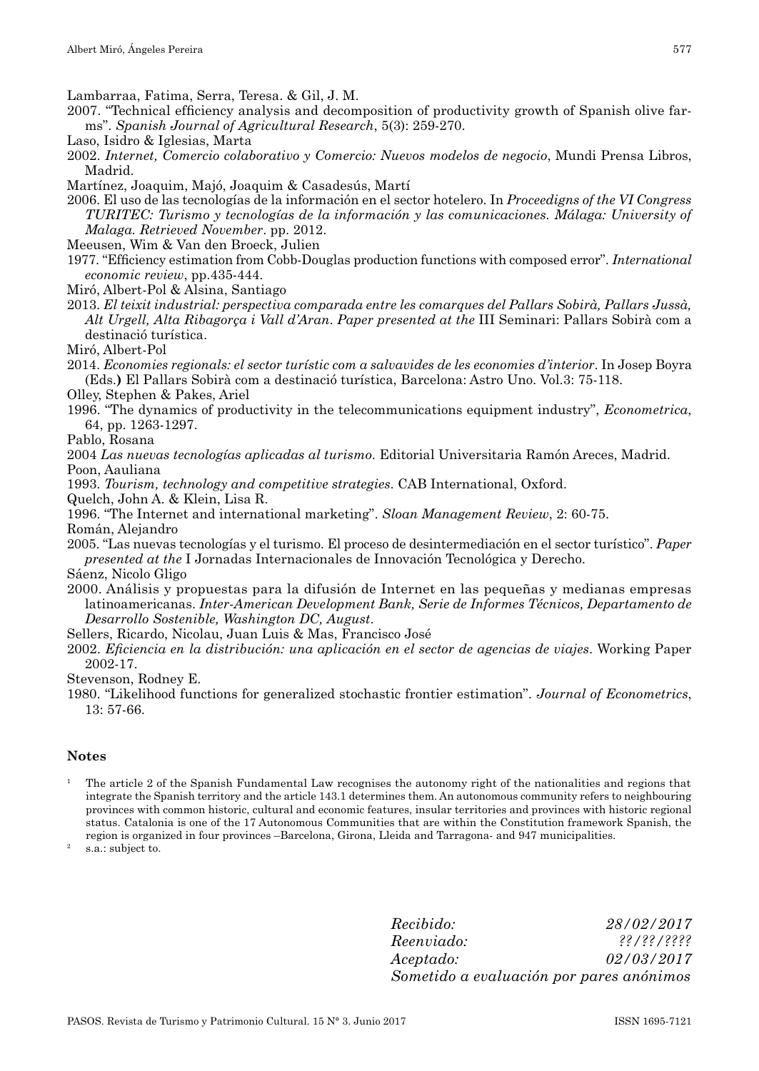Lambarraa, Fatima, Serra, Teresa. & Gil, J. M.

2007. "Technical efficiency analysis and decomposition of productivity growth of Spanish olive farms". *Spanish Journal of Agricultural Research*, 5(3): 259-270.

Laso, Isidro & Iglesias, Marta

2002. *Internet, Comercio colaborativo y Comercio: Nuevos modelos de negocio*, Mundi Prensa Libros, Madrid.

Martínez, Joaquim, Majó, Joaquim & Casadesús, Martí

2006. El uso de las tecnologías de la información en el sector hotelero. In *Proceedigns of the VI Congress TURITEC: Turismo y tecnologías de la información y las comunicaciones. Málaga: University of Malaga. Retrieved November*. pp. 2012.

Meeusen, Wim & Van den Broeck, Julien

1977. "Efficiency estimation from Cobb-Douglas production functions with composed error". *International economic review*, pp.435-444.

Miró, Albert-Pol & Alsina, Santiago

2013. *El teixit industrial: perspectiva comparada entre les comarques del Pallars Sobirà, Pallars Jussà, Alt Urgell, Alta Ribagorça i Vall d'Aran*. *Paper presented at the* III Seminari: Pallars Sobirà com a destinació turística.

Miró, Albert-Pol

2014. *Economies regionals: el sector turístic com a salvavides de les economies d'interior*. In Josep Boyra (Eds.**)** El Pallars Sobirà com a destinació turística, Barcelona: Astro Uno. Vol.3: 75-118.

Olley, Stephen & Pakes, Ariel

1996. "The dynamics of productivity in the telecommunications equipment industry", *Econometrica*, 64, pp. 1263-1297.

Pablo, Rosana

2004 *Las nuevas tecnologías aplicadas al turismo*. Editorial Universitaria Ramón Areces, Madrid.

Poon, Aauliana

1993. *Tourism, technology and competitive strategies*. CAB International, Oxford.

Quelch, John A. & Klein, Lisa R.

1996. "The Internet and international marketing". *Sloan Management Review*, 2: 60-75.

Román, Alejandro

2005. "Las nuevas tecnologías y el turismo. El proceso de desintermediación en el sector turístico". *Paper presented at the* I Jornadas Internacionales de Innovación Tecnológica y Derecho.

Sáenz, Nicolo Gligo

2000. Análisis y propuestas para la difusión de Internet en las pequeñas y medianas empresas latinoamericanas. *Inter-American Development Bank, Serie de Informes Técnicos, Departamento de Desarrollo Sostenible, Washington DC, August*.

Sellers, Ricardo, Nicolau, Juan Luis & Mas, Francisco José

2002. *Eficiencia en la distribución: una aplicación en el sector de agencias de viajes*. Working Paper 2002-17.

Stevenson, Rodney E.

1980. "Likelihood functions for generalized stochastic frontier estimation". *Journal of Econometrics*, 13: 57-66.

## Notes

[1] The article 2 of the Spanish Fundamental Law recognises the autonomy right of the nationalities and regions that integrate the Spanish territory and the article 143.1 determines them. An autonomous community refers to neighbouring provinces with common historic, cultural and economic features, insular territories and provinces with historic regional status. Catalonia is one of the 17 Autonomous Communities that are within the Constitution framework Spanish, the region is organized in four provinces –Barcelona, Girona, Lleida and Tarragona- and 947 municipalities.

[2] s.a.: subject to.

| | |
|---|---|
| *Recibido:* | *28/02/2017* |
| *Reenviado:* | *??/??/????* |
| *Aceptado:* | *02/03/2017* |

*Sometido a evaluación por pares anónimos*